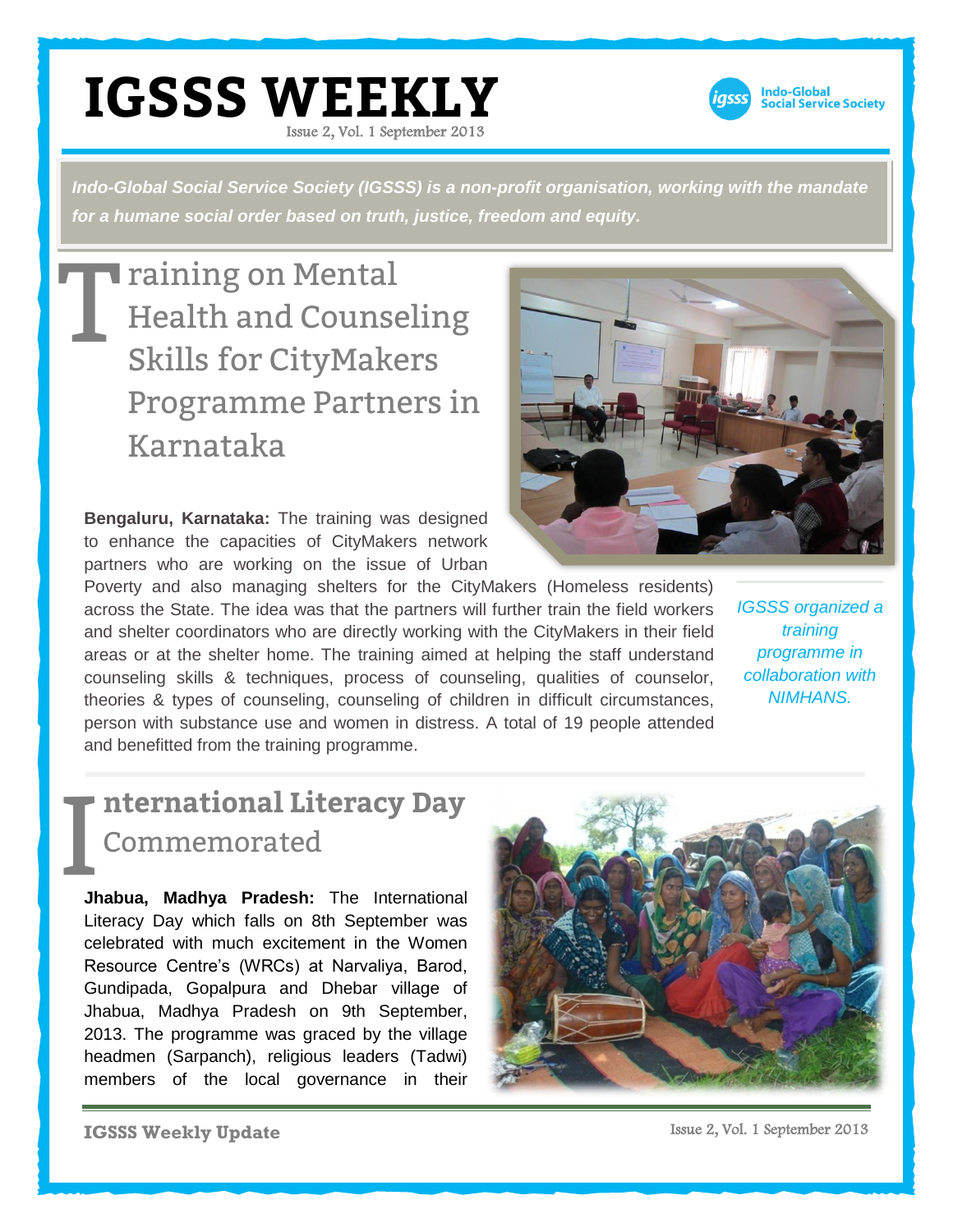# IGSSS WEEKLY

Issue 2, Vol. 1 September 2013

Indo-Global Social Service Society

*Indo-Global Social Service Society (IGSSS) is a non-profit organisation, working with the mandate for a humane social order based on truth, justice, freedom and equity.*

## Training on Mental Health and Counseling Skills for CityMakers Programme Partners in Karnataka

**Bengaluru, Karnataka:** The training was designed to enhance the capacities of CityMakers network partners who are working on the issue of Urban Poverty and also managing shelters for the CityMakers (Homeless residents) across the State. The idea was that the partners will further train the field workers and shelter coordinators who are directly working with the CityMakers in their field areas or at the shelter home. The training aimed at helping the staff understand counseling skills & techniques, process of counseling, qualities of counselor, theories & types of counseling, counseling of children in difficult circumstances, person with substance use and women in distress. A total of 19 people attended and benefitted from the training programme.

*IGSSS organized a training programme in collaboration with NIMHANS.*

## International Literacy Day Commemorated

**Jhabua, Madhya Pradesh:** The International Literacy Day which falls on 8th September was celebrated with much excitement in the Women Resource Centre's (WRCs) at Narvaliya, Barod, Gundipada, Gopalpura and Dhebar village of Jhabua, Madhya Pradesh on 9th September, 2013. The programme was graced by the village headmen (Sarpanch), religious leaders (Tadwi) members of the local governance in their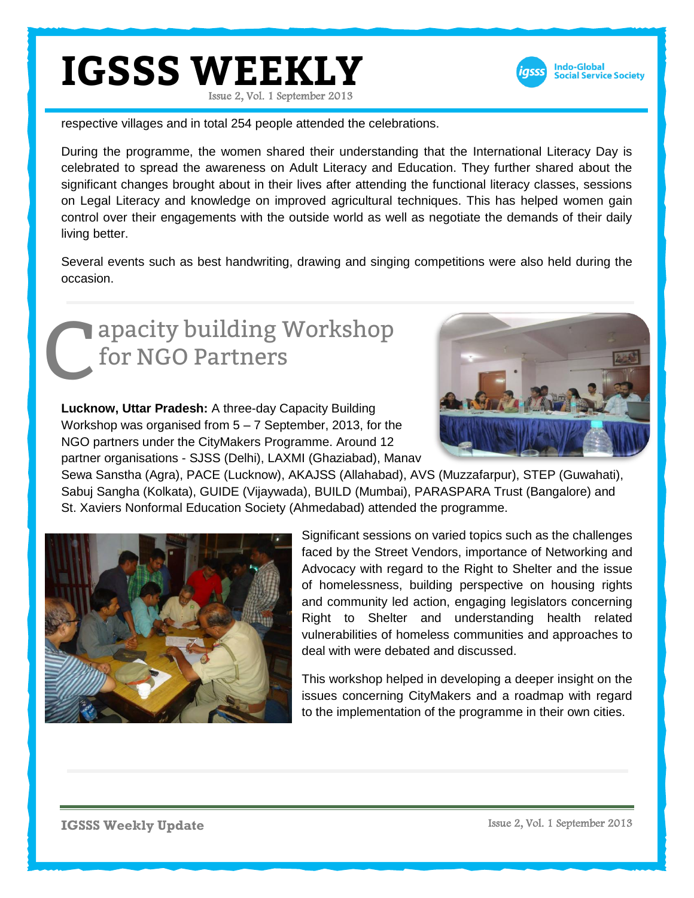respective villages and in total 254 people attended the celebrations.

During the programme, the women shared their understanding that the International Literacy Day is celebrated to spread the awareness on Adult Literacy and Education. They further shared about the significant changes brought about in their lives after attending the functional literacy classes, sessions on Legal Literacy and knowledge on improved agricultural techniques. This has helped women gain control over their engagements with the outside world as well as negotiate the demands of their daily living better.

Several events such as best handwriting, drawing and singing competitions were also held during the occasion.

## Capacity building Workshop for NGO Partners

**Lucknow, Uttar Pradesh:** A three-day Capacity Building Workshop was organised from 5 – 7 September, 2013, for the NGO partners under the CityMakers Programme. Around 12 partner organisations - SJSS (Delhi), LAXMI (Ghaziabad), Manav Sewa Sanstha (Agra), PACE (Lucknow), AKAJSS (Allahabad), AVS (Muzzafarpur), STEP (Guwahati), Sabuj Sangha (Kolkata), GUIDE (Vijaywada), BUILD (Mumbai), PARASPARA Trust (Bangalore) and St. Xaviers Nonformal Education Society (Ahmedabad) attended the programme.

Significant sessions on varied topics such as the challenges faced by the Street Vendors, importance of Networking and Advocacy with regard to the Right to Shelter and the issue of homelessness, building perspective on housing rights and community led action, engaging legislators concerning Right to Shelter and understanding health related vulnerabilities of homeless communities and approaches to deal with were debated and discussed.

This workshop helped in developing a deeper insight on the issues concerning CityMakers and a roadmap with regard to the implementation of the programme in their own cities.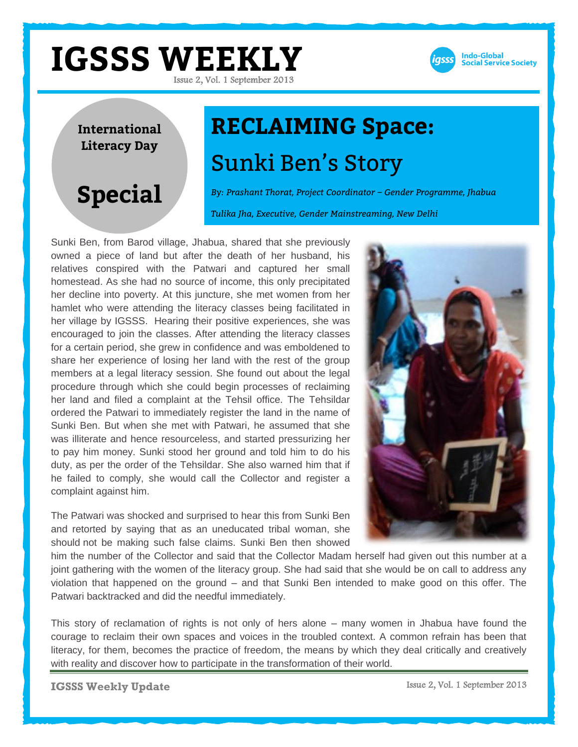**International Literacy Day**

**Special**

# RECLAIMING Space:

## Sunki Ben's Story

*By: Prashant Thorat, Project Coordinator – Gender Programme, Jhabua*

*Tulika Jha, Executive, Gender Mainstreaming, New Delhi*

Sunki Ben, from Barod village, Jhabua, shared that she previously owned a piece of land but after the death of her husband, his relatives conspired with the Patwari and captured her small homestead. As she had no source of income, this only precipitated her decline into poverty. At this juncture, she met women from her hamlet who were attending the literacy classes being facilitated in her village by IGSSS. Hearing their positive experiences, she was encouraged to join the classes. After attending the literacy classes for a certain period, she grew in confidence and was emboldened to share her experience of losing her land with the rest of the group members at a legal literacy session. She found out about the legal procedure through which she could begin processes of reclaiming her land and filed a complaint at the Tehsil office. The Tehsildar ordered the Patwari to immediately register the land in the name of Sunki Ben. But when she met with Patwari, he assumed that she was illiterate and hence resourceless, and started pressurizing her to pay him money. Sunki stood her ground and told him to do his duty, as per the order of the Tehsildar. She also warned him that if he failed to comply, she would call the Collector and register a complaint against him.

The Patwari was shocked and surprised to hear this from Sunki Ben and retorted by saying that as an uneducated tribal woman, she should not be making such false claims. Sunki Ben then showed him the number of the Collector and said that the Collector Madam herself had given out this number at a joint gathering with the women of the literacy group. She had said that she would be on call to address any violation that happened on the ground – and that Sunki Ben intended to make good on this offer. The Patwari backtracked and did the needful immediately.

This story of reclamation of rights is not only of hers alone – many women in Jhabua have found the courage to reclaim their own spaces and voices in the troubled context. A common refrain has been that literacy, for them, becomes the practice of freedom, the means by which they deal critically and creatively with reality and discover how to participate in the transformation of their world.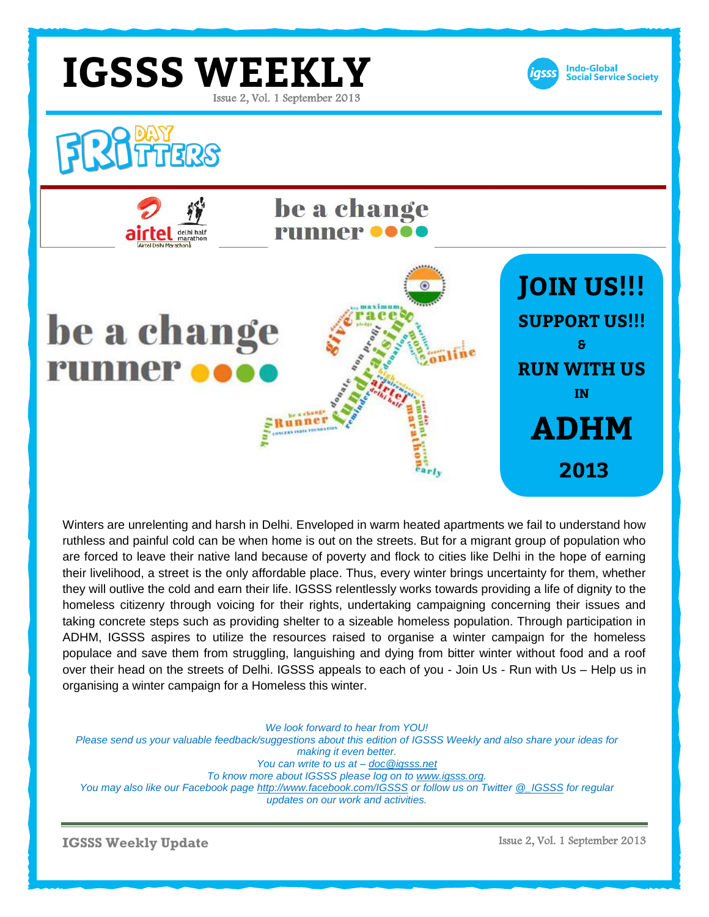# IGSSS WEEKLY

Issue 2, Vol. 1 September 2013

Indo-Global Social Service Society

## FRIDAY FRITTERS

airtel delhi half marathon

be a change runner

be a change runner

**JOIN US!!!**

**SUPPORT US!!!**

**&**

**RUN WITH US**

**IN**

**ADHM**

**2013**

Winters are unrelenting and harsh in Delhi. Enveloped in warm heated apartments we fail to understand how ruthless and painful cold can be when home is out on the streets. But for a migrant group of population who are forced to leave their native land because of poverty and flock to cities like Delhi in the hope of earning their livelihood, a street is the only affordable place. Thus, every winter brings uncertainty for them, whether they will outlive the cold and earn their life. IGSSS relentlessly works towards providing a life of dignity to the homeless citizenry through voicing for their rights, undertaking campaigning concerning their issues and taking concrete steps such as providing shelter to a sizeable homeless population. Through participation in ADHM, IGSSS aspires to utilize the resources raised to organise a winter campaign for the homeless populace and save them from struggling, languishing and dying from bitter winter without food and a roof over their head on the streets of Delhi. IGSSS appeals to each of you - Join Us - Run with Us – Help us in organising a winter campaign for a Homeless this winter.

*We look forward to hear from YOU!*
*Please send us your valuable feedback/suggestions about this edition of IGSSS Weekly and also share your ideas for making it even better.*
*You can write to us at – doc@igsss.net*
*To know more about IGSSS please log on to www.igsss.org.*
*You may also like our Facebook page http://www.facebook.com/IGSSS or follow us on Twitter @_IGSSS for regular updates on our work and activities.*